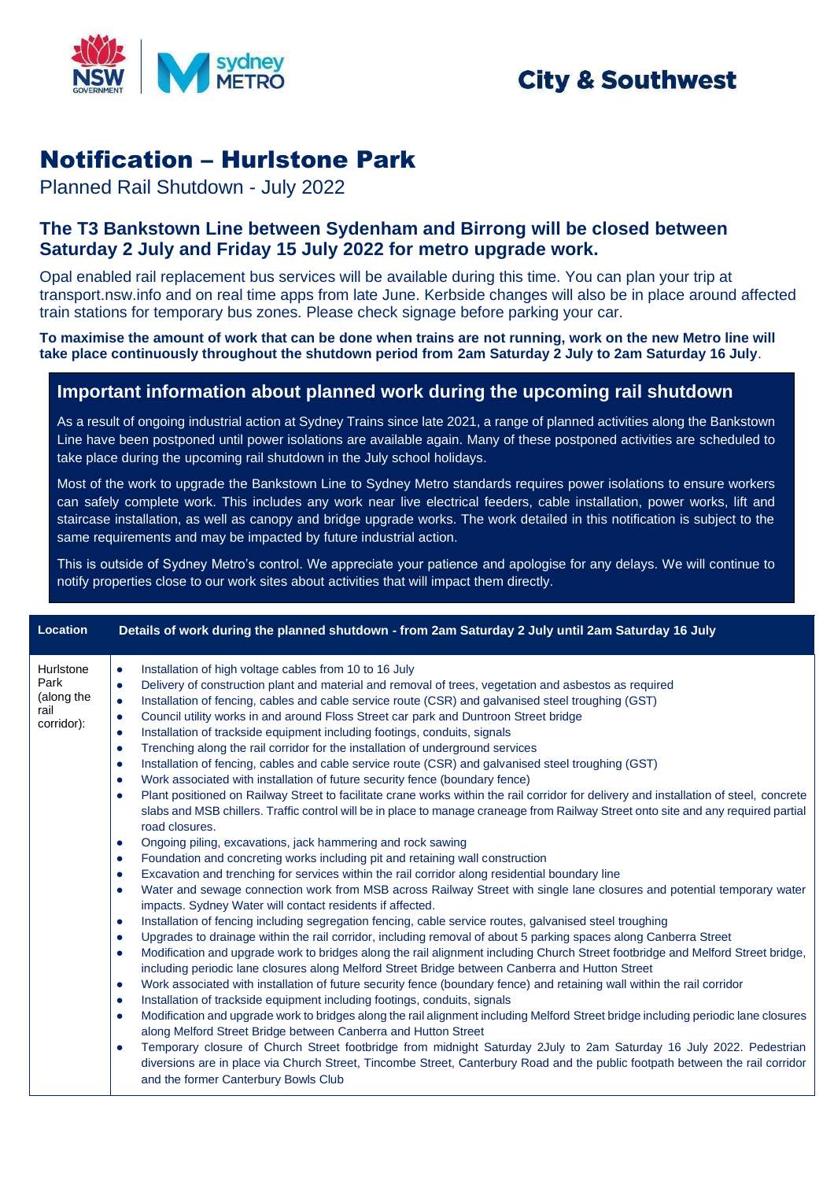City & Southwest

# Notification – Hurlstone Park

Planned Rail Shutdown - July 2022

## The T3 Bankstown Line between Sydenham and Birrong will be closed between Saturday 2 July and Friday 15 July 2022 for metro upgrade work.

Opal enabled rail replacement bus services will be available during this time. You can plan your trip at transport.nsw.info and on real time apps from late June. Kerbside changes will also be in place around affected train stations for temporary bus zones. Please check signage before parking your car.

**To maximise the amount of work that can be done when trains are not running, work on the new Metro line will take place continuously throughout the shutdown period from 2am Saturday 2 July to 2am Saturday 16 July**.

### Important information about planned work during the upcoming rail shutdown

As a result of ongoing industrial action at Sydney Trains since late 2021, a range of planned activities along the Bankstown Line have been postponed until power isolations are available again. Many of these postponed activities are scheduled to take place during the upcoming rail shutdown in the July school holidays.

Most of the work to upgrade the Bankstown Line to Sydney Metro standards requires power isolations to ensure workers can safely complete work. This includes any work near live electrical feeders, cable installation, power works, lift and staircase installation, as well as canopy and bridge upgrade works. The work detailed in this notification is subject to the same requirements and may be impacted by future industrial action.

This is outside of Sydney Metro's control. We appreciate your patience and apologise for any delays. We will continue to notify properties close to our work sites about activities that will impact them directly.

| Location | Details of work during the planned shutdown - from 2am Saturday 2 July until 2am Saturday 16 July |
|---|---|
| Hurlstone Park (along the rail corridor): | • Installation of high voltage cables from 10 to 16 July<br>• Delivery of construction plant and material and removal of trees, vegetation and asbestos as required<br>• Installation of fencing, cables and cable service route (CSR) and galvanised steel troughing (GST)<br>• Council utility works in and around Floss Street car park and Duntroon Street bridge<br>• Installation of trackside equipment including footings, conduits, signals<br>• Trenching along the rail corridor for the installation of underground services<br>• Installation of fencing, cables and cable service route (CSR) and galvanised steel troughing (GST)<br>• Work associated with installation of future security fence (boundary fence)<br>• Plant positioned on Railway Street to facilitate crane works within the rail corridor for delivery and installation of steel, concrete slabs and MSB chillers. Traffic control will be in place to manage craneage from Railway Street onto site and any required partial road closures.<br>• Ongoing piling, excavations, jack hammering and rock sawing<br>• Foundation and concreting works including pit and retaining wall construction<br>• Excavation and trenching for services within the rail corridor along residential boundary line<br>• Water and sewage connection work from MSB across Railway Street with single lane closures and potential temporary water impacts. Sydney Water will contact residents if affected.<br>• Installation of fencing including segregation fencing, cable service routes, galvanised steel troughing<br>• Upgrades to drainage within the rail corridor, including removal of about 5 parking spaces along Canberra Street<br>• Modification and upgrade work to bridges along the rail alignment including Church Street footbridge and Melford Street bridge, including periodic lane closures along Melford Street Bridge between Canberra and Hutton Street<br>• Work associated with installation of future security fence (boundary fence) and retaining wall within the rail corridor<br>• Installation of trackside equipment including footings, conduits, signals<br>• Modification and upgrade work to bridges along the rail alignment including Melford Street bridge including periodic lane closures along Melford Street Bridge between Canberra and Hutton Street<br>• Temporary closure of Church Street footbridge from midnight Saturday 2July to 2am Saturday 16 July 2022. Pedestrian diversions are in place via Church Street, Tincombe Street, Canterbury Road and the public footpath between the rail corridor and the former Canterbury Bowls Club |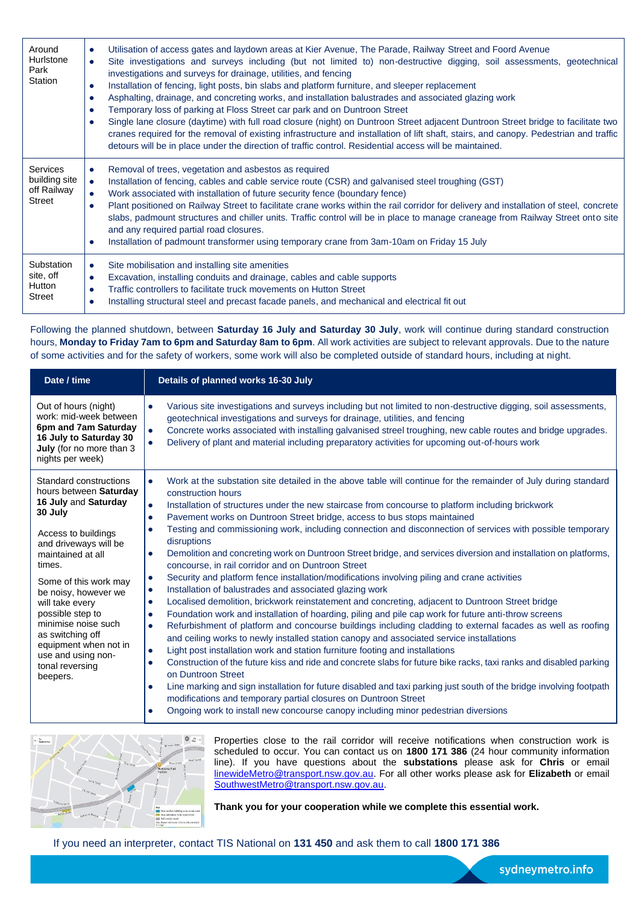| | |
|---|---|
| Around Hurlstone Park Station | • Utilisation of access gates and laydown areas at Kier Avenue, The Parade, Railway Street and Foord Avenue<br>• Site investigations and surveys including (but not limited to) non-destructive digging, soil assessments, geotechnical investigations and surveys for drainage, utilities, and fencing<br>• Installation of fencing, light posts, bin slabs and platform furniture, and sleeper replacement<br>• Asphalting, drainage, and concreting works, and installation balustrades and associated glazing work<br>• Temporary loss of parking at Floss Street car park and on Duntroon Street<br>• Single lane closure (daytime) with full road closure (night) on Duntroon Street adjacent Duntroon Street bridge to facilitate two cranes required for the removal of existing infrastructure and installation of lift shaft, stairs, and canopy. Pedestrian and traffic detours will be in place under the direction of traffic control. Residential access will be maintained. |
| Services building site off Railway Street | • Removal of trees, vegetation and asbestos as required<br>• Installation of fencing, cables and cable service route (CSR) and galvanised steel troughing (GST)<br>• Work associated with installation of future security fence (boundary fence)<br>• Plant positioned on Railway Street to facilitate crane works within the rail corridor for delivery and installation of steel, concrete slabs, padmount structures and chiller units. Traffic control will be in place to manage craneage from Railway Street onto site and any required partial road closures.<br>• Installation of padmount transformer using temporary crane from 3am-10am on Friday 15 July |
| Substation site, off Hutton Street | • Site mobilisation and installing site amenities<br>• Excavation, installing conduits and drainage, cables and cable supports<br>• Traffic controllers to facilitate truck movements on Hutton Street<br>• Installing structural steel and precast facade panels, and mechanical and electrical fit out |

Following the planned shutdown, between **Saturday 16 July and Saturday 30 July**, work will continue during standard construction hours, **Monday to Friday 7am to 6pm and Saturday 8am to 6pm**. All work activities are subject to relevant approvals. Due to the nature of some activities and for the safety of workers, some work will also be completed outside of standard hours, including at night.

| Date / time | Details of planned works 16-30 July |
|---|---|
| Out of hours (night) work: mid-week between **6pm and 7am Saturday 16 July to Saturday 30 July** (for no more than 3 nights per week) | • Various site investigations and surveys including but not limited to non-destructive digging, soil assessments, geotechnical investigations and surveys for drainage, utilities, and fencing<br>• Concrete works associated with installing galvanised streel troughing, new cable routes and bridge upgrades.<br>• Delivery of plant and material including preparatory activities for upcoming out-of-hours work |
| Standard constructions hours between **Saturday 16 July** and **Saturday 30 July**<br><br>Access to buildings and driveways will be maintained at all times.<br><br>Some of this work may be noisy, however we will take every possible step to minimise noise such as switching off equipment when not in use and using non-tonal reversing beepers. | • Work at the substation site detailed in the above table will continue for the remainder of July during standard construction hours<br>• Installation of structures under the new staircase from concourse to platform including brickwork<br>• Pavement works on Duntroon Street bridge, access to bus stops maintained<br>• Testing and commissioning work, including connection and disconnection of services with possible temporary disruptions<br>• Demolition and concreting work on Duntroon Street bridge, and services diversion and installation on platforms, concourse, in rail corridor and on Duntroon Street<br>• Security and platform fence installation/modifications involving piling and crane activities<br>• Installation of balustrades and associated glazing work<br>• Localised demolition, brickwork reinstatement and concreting, adjacent to Duntroon Street bridge<br>• Foundation work and installation of hoarding, piling and pile cap work for future anti-throw screens<br>• Refurbishment of platform and concourse buildings including cladding to external facades as well as roofing and ceiling works to newly installed station canopy and associated service installations<br>• Light post installation work and station furniture footing and installations<br>• Construction of the future kiss and ride and concrete slabs for future bike racks, taxi ranks and disabled parking on Duntroon Street<br>• Line marking and sign installation for future disabled and taxi parking just south of the bridge involving footpath modifications and temporary partial closures on Duntroon Street<br>• Ongoing work to install new concourse canopy including minor pedestrian diversions |

Properties close to the rail corridor will receive notifications when construction work is scheduled to occur. You can contact us on **1800 171 386** (24 hour community information line). If you have questions about the **substations** please ask for **Chris** or email linewideMetro@transport.nsw.gov.au. For all other works please ask for **Elizabeth** or email SouthwestMetro@transport.nsw.gov.au.

**Thank you for your cooperation while we complete this essential work.**

If you need an interpreter, contact TIS National on **131 450** and ask them to call **1800 171 386**

sydneymetro.info